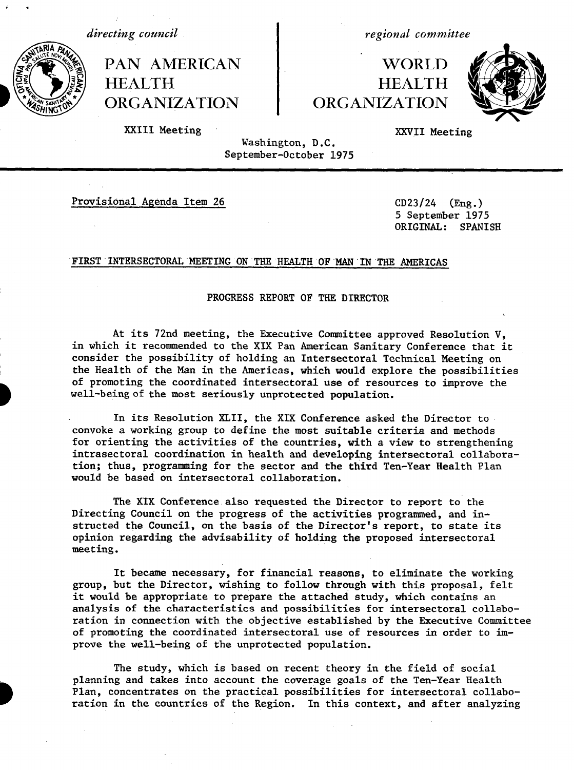*directing council*

PAN AMERICAN HEALTH ORGANIZATION

XXIII Meeting

*regional committee*

WORLD HEALTH ORGANIZATION

XXVII Meeting

Washington, D.C.
September-October 1975

Provisional Agenda Item 26

CD23/24 (Eng.)
5 September 1975
ORIGINAL: SPANISH

# FIRST INTERSECTORAL MEETING ON THE HEALTH OF MAN IN THE AMERICAS

## PROGRESS REPORT OF THE DIRECTOR

At its 72nd meeting, the Executive Committee approved Resolution V, in which it recommended to the XIX Pan American Sanitary Conference that it consider the possibility of holding an Intersectoral Technical Meeting on the Health of the Man in the Americas, which would explore the possibilities of promoting the coordinated intersectoral use of resources to improve the well-being of the most seriously unprotected population.

In its Resolution XLII, the XIX Conference asked the Director to convoke a working group to define the most suitable criteria and methods for orienting the activities of the countries, with a view to strengthening intrasectoral coordination in health and developing intersectoral collaboration; thus, programming for the sector and the third Ten-Year Health Plan would be based on intersectoral collaboration.

The XIX Conference also requested the Director to report to the Directing Council on the progress of the activities programmed, and instructed the Council, on the basis of the Director's report, to state its opinion regarding the advisability of holding the proposed intersectoral meeting.

It became necessary, for financial reasons, to eliminate the working group, but the Director, wishing to follow through with this proposal, felt it would be appropriate to prepare the attached study, which contains an analysis of the characteristics and possibilities for intersectoral collaboration in connection with the objective established by the Executive Committee of promoting the coordinated intersectoral use of resources in order to improve the well-being of the unprotected population.

The study, which is based on recent theory in the field of social planning and takes into account the coverage goals of the Ten-Year Health Plan, concentrates on the practical possibilities for intersectoral collaboration in the countries of the Region. In this context, and after analyzing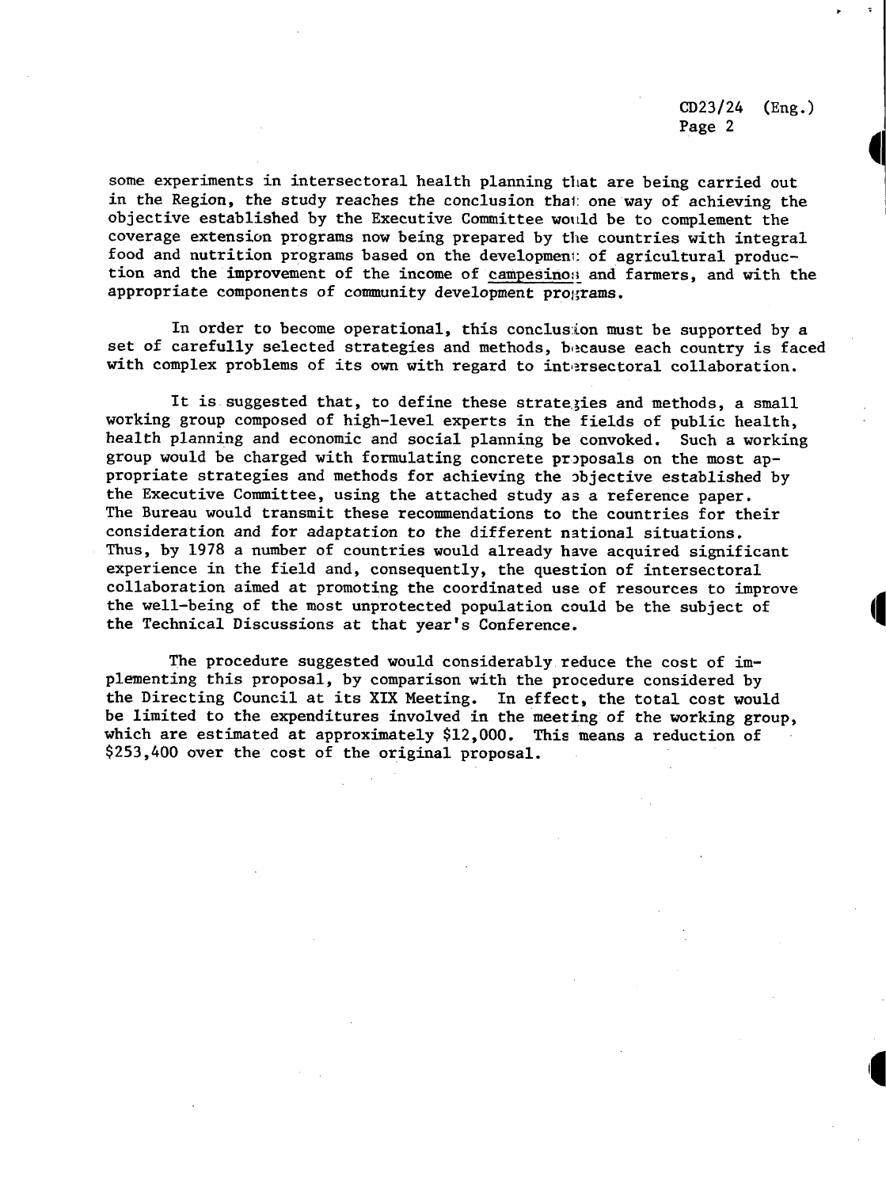some experiments in intersectoral health planning that are being carried out in the Region, the study reaches the conclusion that one way of achieving the objective established by the Executive Committee would be to complement the coverage extension programs now being prepared by the countries with integral food and nutrition programs based on the development of agricultural production and the improvement of the income of campesinos and farmers, and with the appropriate components of community development programs.

In order to become operational, this conclusion must be supported by a set of carefully selected strategies and methods, because each country is faced with complex problems of its own with regard to intersectoral collaboration.

It is suggested that, to define these strategies and methods, a small working group composed of high-level experts in the fields of public health, health planning and economic and social planning be convoked. Such a working group would be charged with formulating concrete proposals on the most appropriate strategies and methods for achieving the objective established by the Executive Committee, using the attached study as a reference paper. The Bureau would transmit these recommendations to the countries for their consideration and for adaptation to the different national situations. Thus, by 1978 a number of countries would already have acquired significant experience in the field and, consequently, the question of intersectoral collaboration aimed at promoting the coordinated use of resources to improve the well-being of the most unprotected population could be the subject of the Technical Discussions at that year's Conference.

The procedure suggested would considerably reduce the cost of implementing this proposal, by comparison with the procedure considered by the Directing Council at its XIX Meeting. In effect, the total cost would be limited to the expenditures involved in the meeting of the working group, which are estimated at approximately $12,000. This means a reduction of $253,400 over the cost of the original proposal.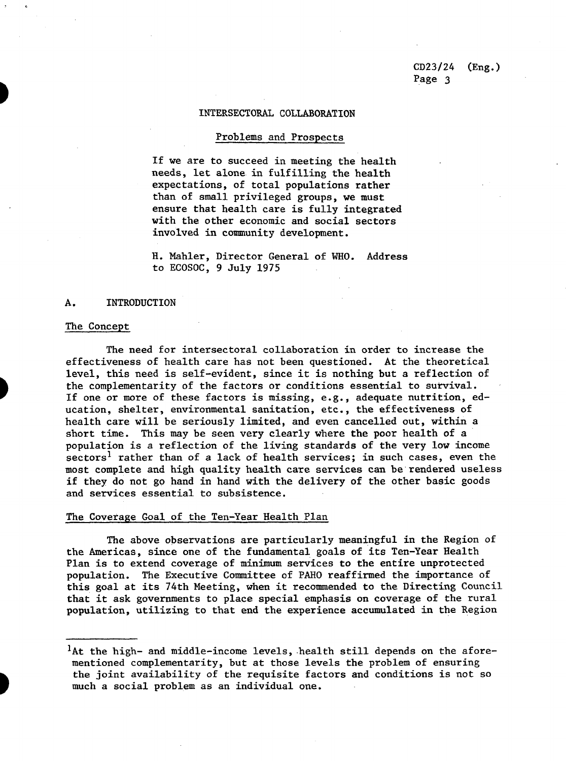# INTERSECTORAL COLLABORATION

## Problems and Prospects

> If we are to succeed in meeting the health needs, let alone in fulfilling the health expectations, of total populations rather than of small privileged groups, we must ensure that health care is fully integrated with the other economic and social sectors involved in community development.
>
> H. Mahler, Director General of WHO. Address to ECOSOC, 9 July 1975

## A. INTRODUCTION

### The Concept

The need for intersectoral collaboration in order to increase the effectiveness of health care has not been questioned. At the theoretical level, this need is self-evident, since it is nothing but a reflection of the complementarity of the factors or conditions essential to survival. If one or more of these factors is missing, e.g., adequate nutrition, education, shelter, environmental sanitation, etc., the effectiveness of health care will be seriously limited, and even cancelled out, within a short time. This may be seen very clearly where the poor health of a population is a reflection of the living standards of the very low income sectors[1] rather than of a lack of health services; in such cases, even the most complete and high quality health care services can be rendered useless if they do not go hand in hand with the delivery of the other basic goods and services essential to subsistence.

### The Coverage Goal of the Ten-Year Health Plan

The above observations are particularly meaningful in the Region of the Americas, since one of the fundamental goals of its Ten-Year Health Plan is to extend coverage of minimum services to the entire unprotected population. The Executive Committee of PAHO reaffirmed the importance of this goal at its 74th Meeting, when it recommended to the Directing Council that it ask governments to place special emphasis on coverage of the rural population, utilizing to that end the experience accumulated in the Region

---

[1] At the high- and middle-income levels, health still depends on the aforementioned complementarity, but at those levels the problem of ensuring the joint availability of the requisite factors and conditions is not so much a social problem as an individual one.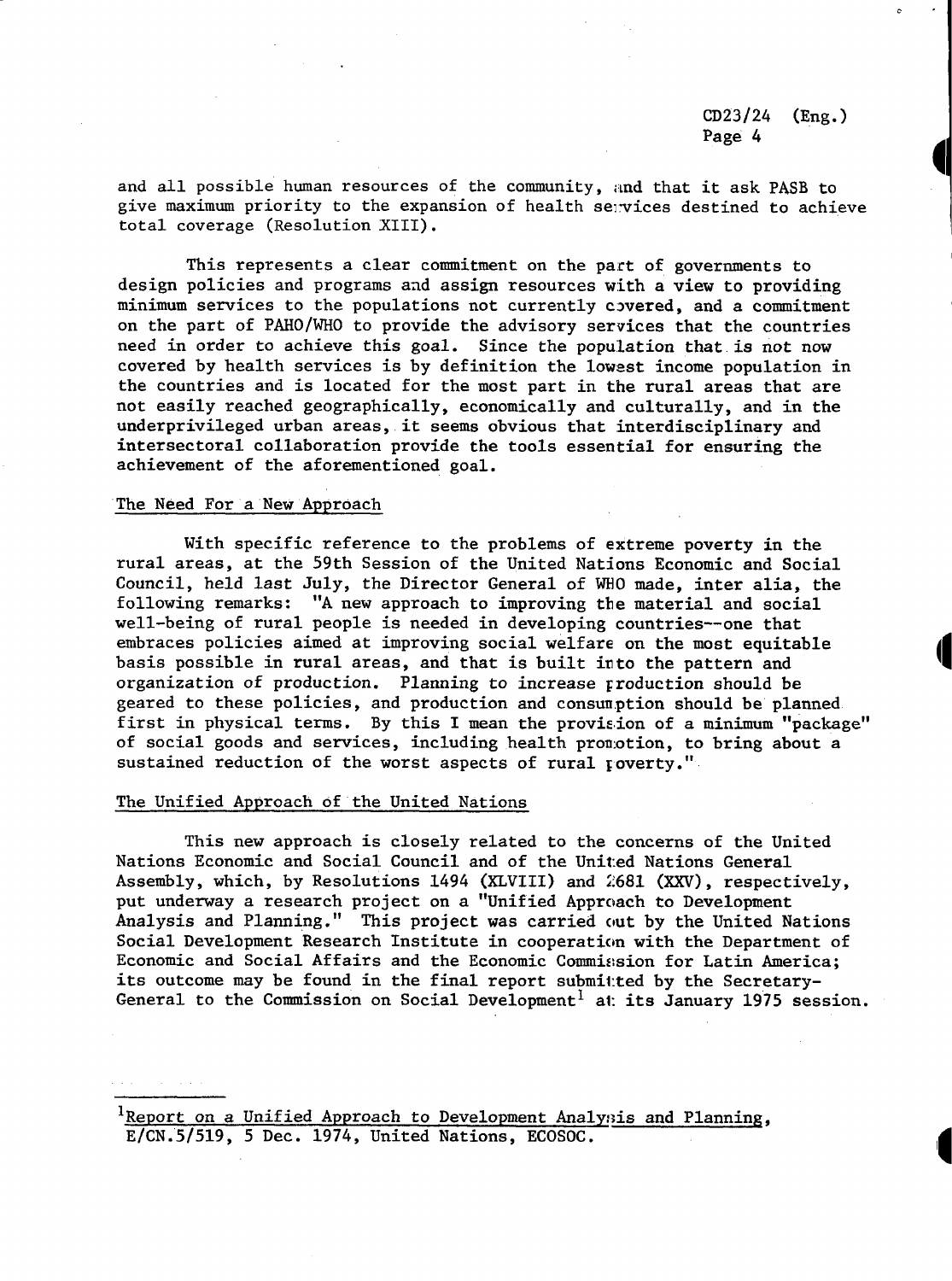and all possible human resources of the community, and that it ask PASB to give maximum priority to the expansion of health services destined to achieve total coverage (Resolution XIII).

This represents a clear commitment on the part of governments to design policies and programs and assign resources with a view to providing minimum services to the populations not currently covered, and a commitment on the part of PAHO/WHO to provide the advisory services that the countries need in order to achieve this goal. Since the population that is not now covered by health services is by definition the lowest income population in the countries and is located for the most part in the rural areas that are not easily reached geographically, economically and culturally, and in the underprivileged urban areas, it seems obvious that interdisciplinary and intersectoral collaboration provide the tools essential for ensuring the achievement of the aforementioned goal.

## The Need For a New Approach

With specific reference to the problems of extreme poverty in the rural areas, at the 59th Session of the United Nations Economic and Social Council, held last July, the Director General of WHO made, inter alia, the following remarks: "A new approach to improving the material and social well-being of rural people is needed in developing countries--one that embraces policies aimed at improving social welfare on the most equitable basis possible in rural areas, and that is built into the pattern and organization of production. Planning to increase production should be geared to these policies, and production and consumption should be planned first in physical terms. By this I mean the provision of a minimum "package" of social goods and services, including health promotion, to bring about a sustained reduction of the worst aspects of rural poverty."

## The Unified Approach of the United Nations

This new approach is closely related to the concerns of the United Nations Economic and Social Council and of the United Nations General Assembly, which, by Resolutions 1494 (XLVIII) and 2681 (XXV), respectively, put underway a research project on a "Unified Approach to Development Analysis and Planning." This project was carried out by the United Nations Social Development Research Institute in cooperation with the Department of Economic and Social Affairs and the Economic Commission for Latin America; its outcome may be found in the final report submitted by the Secretary-General to the Commission on Social Development[1] at its January 1975 session.

---

[1] Report on a Unified Approach to Development Analysis and Planning, E/CN.5/519, 5 Dec. 1974, United Nations, ECOSOC.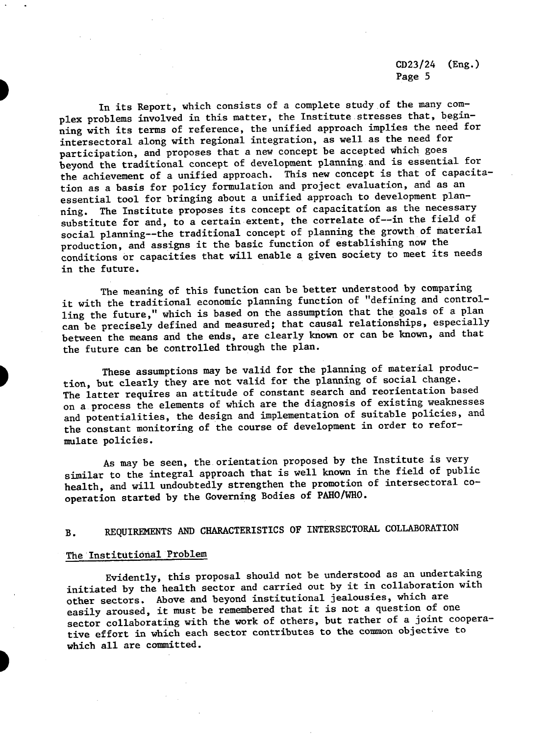In its Report, which consists of a complete study of the many complex problems involved in this matter, the Institute stresses that, beginning with its terms of reference, the unified approach implies the need for intersectoral along with regional integration, as well as the need for participation, and proposes that a new concept be accepted which goes beyond the traditional concept of development planning and is essential for the achievement of a unified approach. This new concept is that of capacitation as a basis for policy formulation and project evaluation, and as an essential tool for bringing about a unified approach to development planning. The Institute proposes its concept of capacitation as the necessary substitute for and, to a certain extent, the correlate of--in the field of social planning--the traditional concept of planning the growth of material production, and assigns it the basic function of establishing now the conditions or capacities that will enable a given society to meet its needs in the future.

The meaning of this function can be better understood by comparing it with the traditional economic planning function of "defining and controlling the future," which is based on the assumption that the goals of a plan can be precisely defined and measured; that causal relationships, especially between the means and the ends, are clearly known or can be known, and that the future can be controlled through the plan.

These assumptions may be valid for the planning of material production, but clearly they are not valid for the planning of social change. The latter requires an attitude of constant search and reorientation based on a process the elements of which are the diagnosis of existing weaknesses and potentialities, the design and implementation of suitable policies, and the constant monitoring of the course of development in order to reformulate policies.

As may be seen, the orientation proposed by the Institute is very similar to the integral approach that is well known in the field of public health, and will undoubtedly strengthen the promotion of intersectoral cooperation started by the Governing Bodies of PAHO/WHO.

## B. REQUIREMENTS AND CHARACTERISTICS OF INTERSECTORAL COLLABORATION

### The Institutional Problem

Evidently, this proposal should not be understood as an undertaking initiated by the health sector and carried out by it in collaboration with other sectors. Above and beyond institutional jealousies, which are easily aroused, it must be remembered that it is not a question of one sector collaborating with the work of others, but rather of a joint cooperative effort in which each sector contributes to the common objective to which all are committed.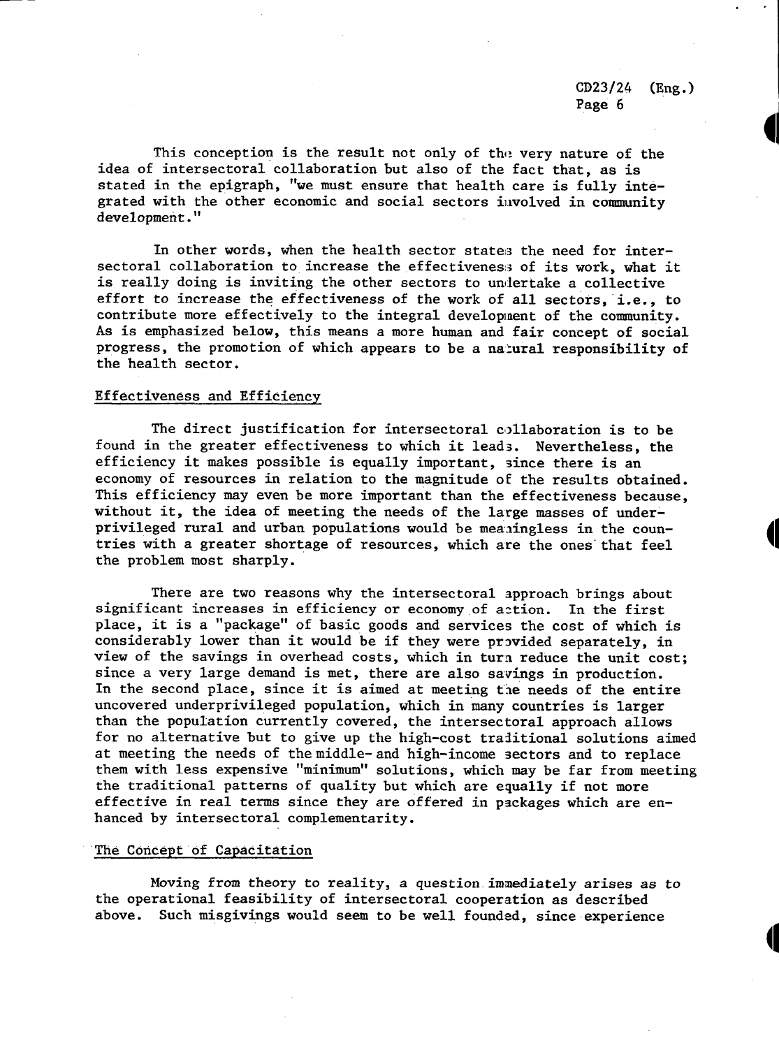This conception is the result not only of the very nature of the idea of intersectoral collaboration but also of the fact that, as is stated in the epigraph, "we must ensure that health care is fully integrated with the other economic and social sectors involved in community development."

In other words, when the health sector states the need for intersectoral collaboration to increase the effectiveness of its work, what it is really doing is inviting the other sectors to undertake a collective effort to increase the effectiveness of the work of all sectors, i.e., to contribute more effectively to the integral development of the community. As is emphasized below, this means a more human and fair concept of social progress, the promotion of which appears to be a natural responsibility of the health sector.

## Effectiveness and Efficiency

The direct justification for intersectoral collaboration is to be found in the greater effectiveness to which it leads. Nevertheless, the efficiency it makes possible is equally important, since there is an economy of resources in relation to the magnitude of the results obtained. This efficiency may even be more important than the effectiveness because, without it, the idea of meeting the needs of the large masses of underprivileged rural and urban populations would be meaningless in the countries with a greater shortage of resources, which are the ones that feel the problem most sharply.

There are two reasons why the intersectoral approach brings about significant increases in efficiency or economy of action. In the first place, it is a "package" of basic goods and services the cost of which is considerably lower than it would be if they were provided separately, in view of the savings in overhead costs, which in turn reduce the unit cost; since a very large demand is met, there are also savings in production. In the second place, since it is aimed at meeting the needs of the entire uncovered underprivileged population, which in many countries is larger than the population currently covered, the intersectoral approach allows for no alternative but to give up the high-cost traditional solutions aimed at meeting the needs of the middle- and high-income sectors and to replace them with less expensive "minimum" solutions, which may be far from meeting the traditional patterns of quality but which are equally if not more effective in real terms since they are offered in packages which are enhanced by intersectoral complementarity.

## The Concept of Capacitation

Moving from theory to reality, a question immediately arises as to the operational feasibility of intersectoral cooperation as described above. Such misgivings would seem to be well founded, since experience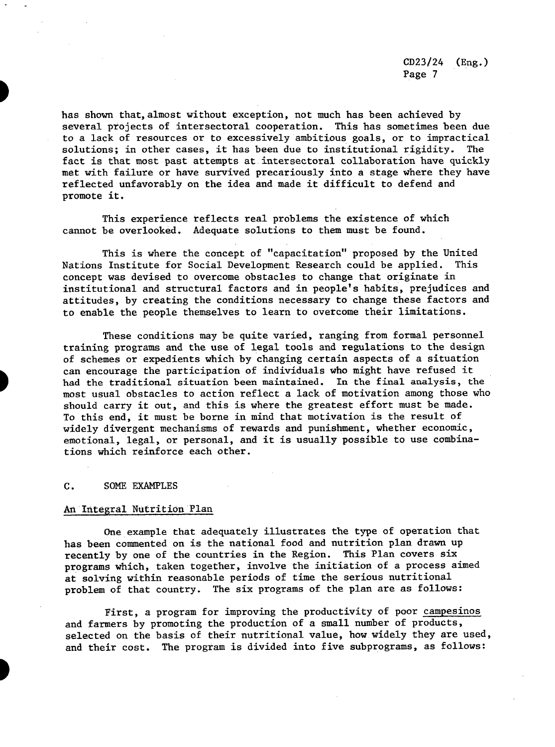has shown that, almost without exception, not much has been achieved by several projects of intersectoral cooperation. This has sometimes been due to a lack of resources or to excessively ambitious goals, or to impractical solutions; in other cases, it has been due to institutional rigidity. The fact is that most past attempts at intersectoral collaboration have quickly met with failure or have survived precariously into a stage where they have reflected unfavorably on the idea and made it difficult to defend and promote it.

This experience reflects real problems the existence of which cannot be overlooked. Adequate solutions to them must be found.

This is where the concept of "capacitation" proposed by the United Nations Institute for Social Development Research could be applied. This concept was devised to overcome obstacles to change that originate in institutional and structural factors and in people's habits, prejudices and attitudes, by creating the conditions necessary to change these factors and to enable the people themselves to learn to overcome their limitations.

These conditions may be quite varied, ranging from formal personnel training programs and the use of legal tools and regulations to the design of schemes or expedients which by changing certain aspects of a situation can encourage the participation of individuals who might have refused it had the traditional situation been maintained. In the final analysis, the most usual obstacles to action reflect a lack of motivation among those who should carry it out, and this is where the greatest effort must be made. To this end, it must be borne in mind that motivation is the result of widely divergent mechanisms of rewards and punishment, whether economic, emotional, legal, or personal, and it is usually possible to use combinations which reinforce each other.

## C. SOME EXAMPLES

### An Integral Nutrition Plan

One example that adequately illustrates the type of operation that has been commented on is the national food and nutrition plan drawn up recently by one of the countries in the Region. This Plan covers six programs which, taken together, involve the initiation of a process aimed at solving within reasonable periods of time the serious nutritional problem of that country. The six programs of the plan are as follows:

First, a program for improving the productivity of poor *campesinos* and farmers by promoting the production of a small number of products, selected on the basis of their nutritional value, how widely they are used, and their cost. The program is divided into five subprograms, as follows: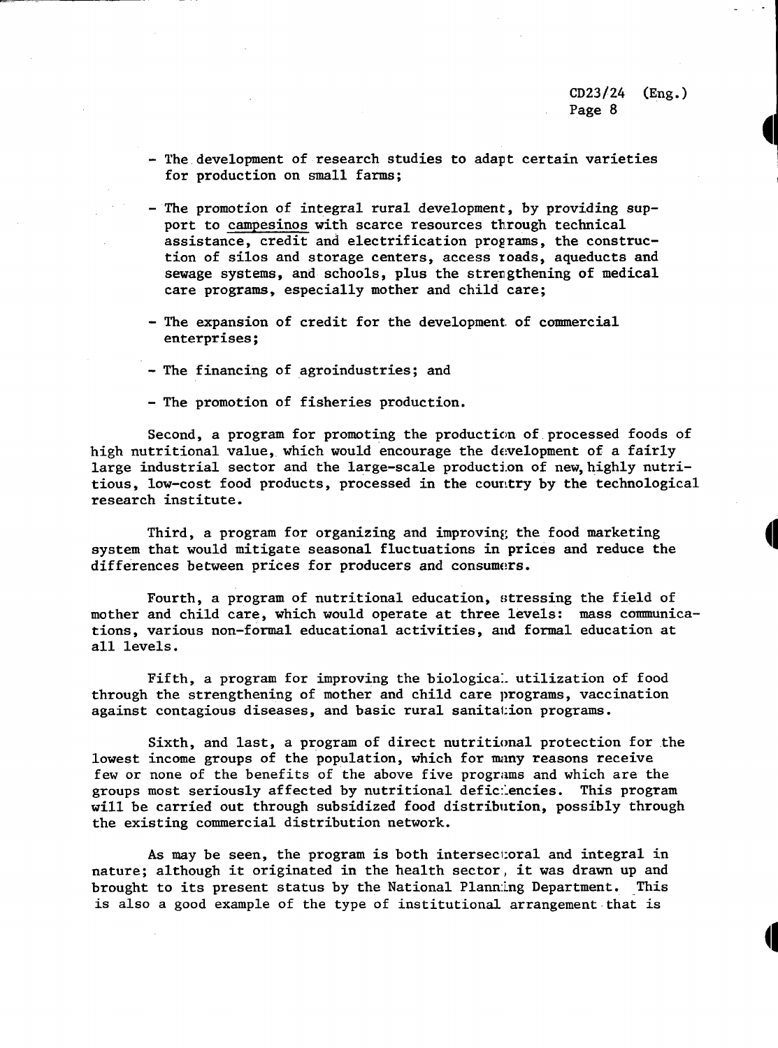- The development of research studies to adapt certain varieties for production on small farms;

- The promotion of integral rural development, by providing support to _campesinos_ with scarce resources through technical assistance, credit and electrification programs, the construction of silos and storage centers, access roads, aqueducts and sewage systems, and schools, plus the strengthening of medical care programs, especially mother and child care;

- The expansion of credit for the development of commercial enterprises;

- The financing of agroindustries; and

- The promotion of fisheries production.

Second, a program for promoting the production of processed foods of high nutritional value, which would encourage the development of a fairly large industrial sector and the large-scale production of new, highly nutritious, low-cost food products, processed in the country by the technological research institute.

Third, a program for organizing and improving the food marketing system that would mitigate seasonal fluctuations in prices and reduce the differences between prices for producers and consumers.

Fourth, a program of nutritional education, stressing the field of mother and child care, which would operate at three levels: mass communications, various non-formal educational activities, and formal education at all levels.

Fifth, a program for improving the biological utilization of food through the strengthening of mother and child care programs, vaccination against contagious diseases, and basic rural sanitation programs.

Sixth, and last, a program of direct nutritional protection for the lowest income groups of the population, which for many reasons receive few or none of the benefits of the above five programs and which are the groups most seriously affected by nutritional deficiencies. This program will be carried out through subsidized food distribution, possibly through the existing commercial distribution network.

As may be seen, the program is both intersectoral and integral in nature; although it originated in the health sector, it was drawn up and brought to its present status by the National Planning Department. This is also a good example of the type of institutional arrangement that is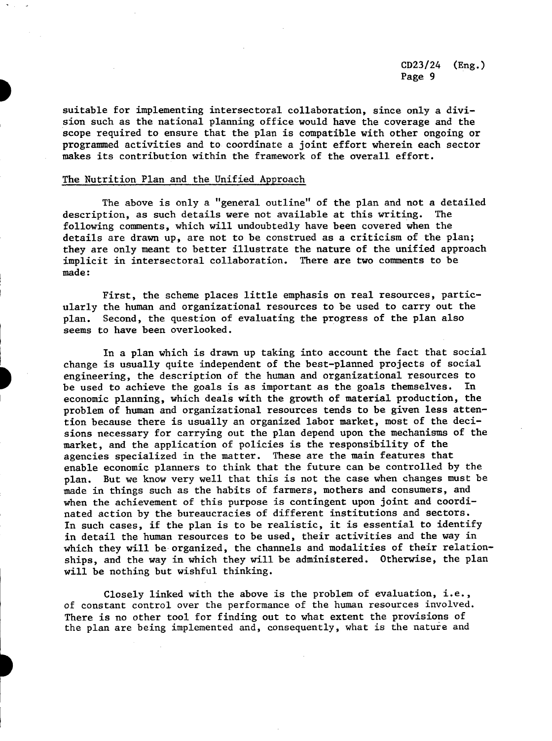suitable for implementing intersectoral collaboration, since only a division such as the national planning office would have the coverage and the scope required to ensure that the plan is compatible with other ongoing or programmed activities and to coordinate a joint effort wherein each sector makes its contribution within the framework of the overall effort.

## The Nutrition Plan and the Unified Approach

The above is only a "general outline" of the plan and not a detailed description, as such details were not available at this writing. The following comments, which will undoubtedly have been covered when the details are drawn up, are not to be construed as a criticism of the plan; they are only meant to better illustrate the nature of the unified approach implicit in intersectoral collaboration. There are two comments to be made:

First, the scheme places little emphasis on real resources, particularly the human and organizational resources to be used to carry out the plan. Second, the question of evaluating the progress of the plan also seems to have been overlooked.

In a plan which is drawn up taking into account the fact that social change is usually quite independent of the best-planned projects of social engineering, the description of the human and organizational resources to be used to achieve the goals is as important as the goals themselves. In economic planning, which deals with the growth of material production, the problem of human and organizational resources tends to be given less attention because there is usually an organized labor market, most of the decisions necessary for carrying out the plan depend upon the mechanisms of the market, and the application of policies is the responsibility of the agencies specialized in the matter. These are the main features that enable economic planners to think that the future can be controlled by the plan. But we know very well that this is not the case when changes must be made in things such as the habits of farmers, mothers and consumers, and when the achievement of this purpose is contingent upon joint and coordinated action by the bureaucracies of different institutions and sectors. In such cases, if the plan is to be realistic, it is essential to identify in detail the human resources to be used, their activities and the way in which they will be organized, the channels and modalities of their relationships, and the way in which they will be administered. Otherwise, the plan will be nothing but wishful thinking.

Closely linked with the above is the problem of evaluation, i.e., of constant control over the performance of the human resources involved. There is no other tool for finding out to what extent the provisions of the plan are being implemented and, consequently, what is the nature and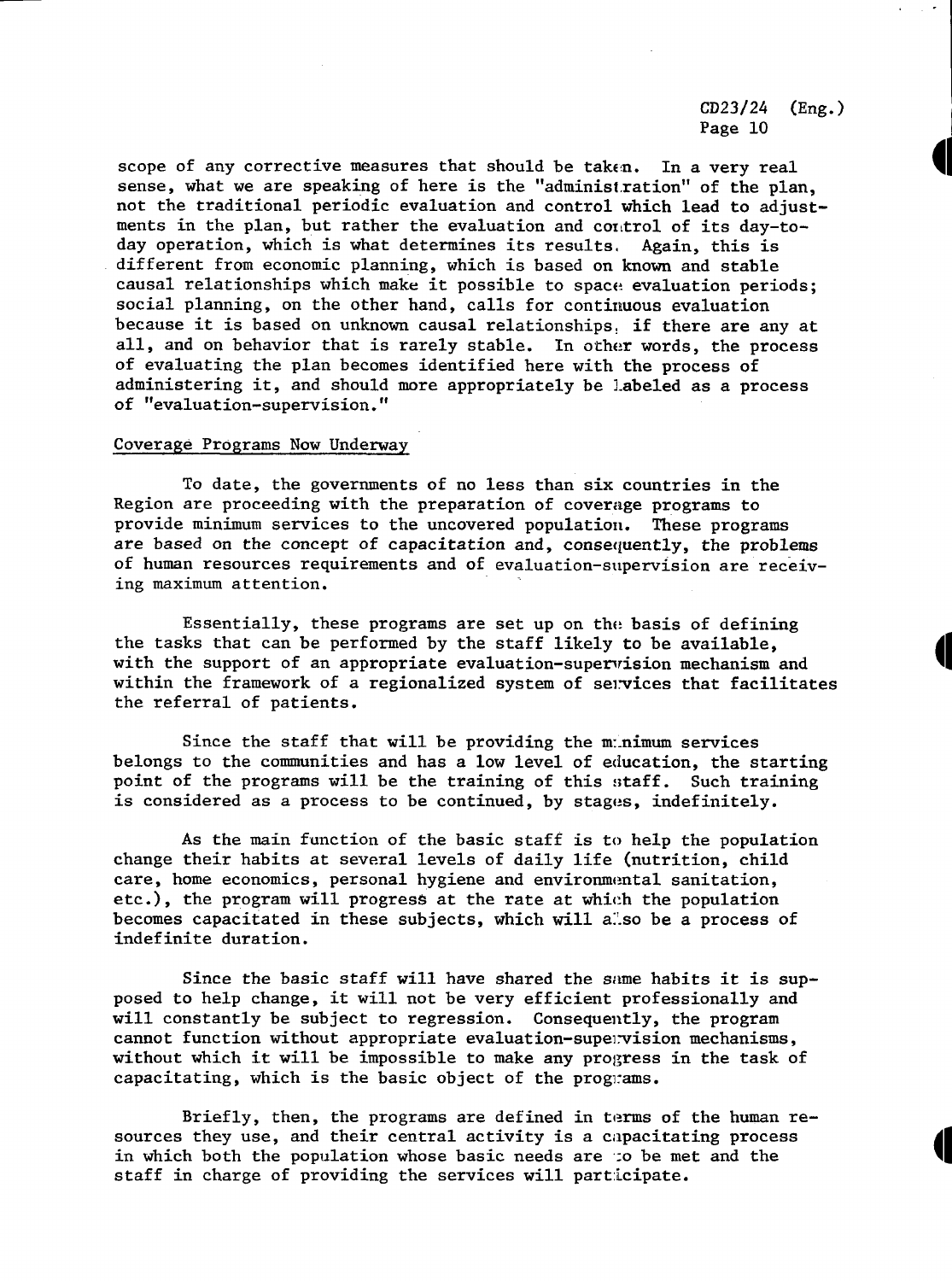scope of any corrective measures that should be taken. In a very real sense, what we are speaking of here is the "administration" of the plan, not the traditional periodic evaluation and control which lead to adjustments in the plan, but rather the evaluation and control of its day-to-day operation, which is what determines its results. Again, this is different from economic planning, which is based on known and stable causal relationships which make it possible to space evaluation periods; social planning, on the other hand, calls for continuous evaluation because it is based on unknown causal relationships, if there are any at all, and on behavior that is rarely stable. In other words, the process of evaluating the plan becomes identified here with the process of administering it, and should more appropriately be labeled as a process of "evaluation-supervision."

## Coverage Programs Now Underway

To date, the governments of no less than six countries in the Region are proceeding with the preparation of coverage programs to provide minimum services to the uncovered population. These programs are based on the concept of capacitation and, consequently, the problems of human resources requirements and of evaluation-supervision are receiving maximum attention.

Essentially, these programs are set up on the basis of defining the tasks that can be performed by the staff likely to be available, with the support of an appropriate evaluation-supervision mechanism and within the framework of a regionalized system of services that facilitates the referral of patients.

Since the staff that will be providing the minimum services belongs to the communities and has a low level of education, the starting point of the programs will be the training of this staff. Such training is considered as a process to be continued, by stages, indefinitely.

As the main function of the basic staff is to help the population change their habits at several levels of daily life (nutrition, child care, home economics, personal hygiene and environmental sanitation, etc.), the program will progress at the rate at which the population becomes capacitated in these subjects, which will also be a process of indefinite duration.

Since the basic staff will have shared the same habits it is supposed to help change, it will not be very efficient professionally and will constantly be subject to regression. Consequently, the program cannot function without appropriate evaluation-supervision mechanisms, without which it will be impossible to make any progress in the task of capacitating, which is the basic object of the programs.

Briefly, then, the programs are defined in terms of the human resources they use, and their central activity is a capacitating process in which both the population whose basic needs are to be met and the staff in charge of providing the services will participate.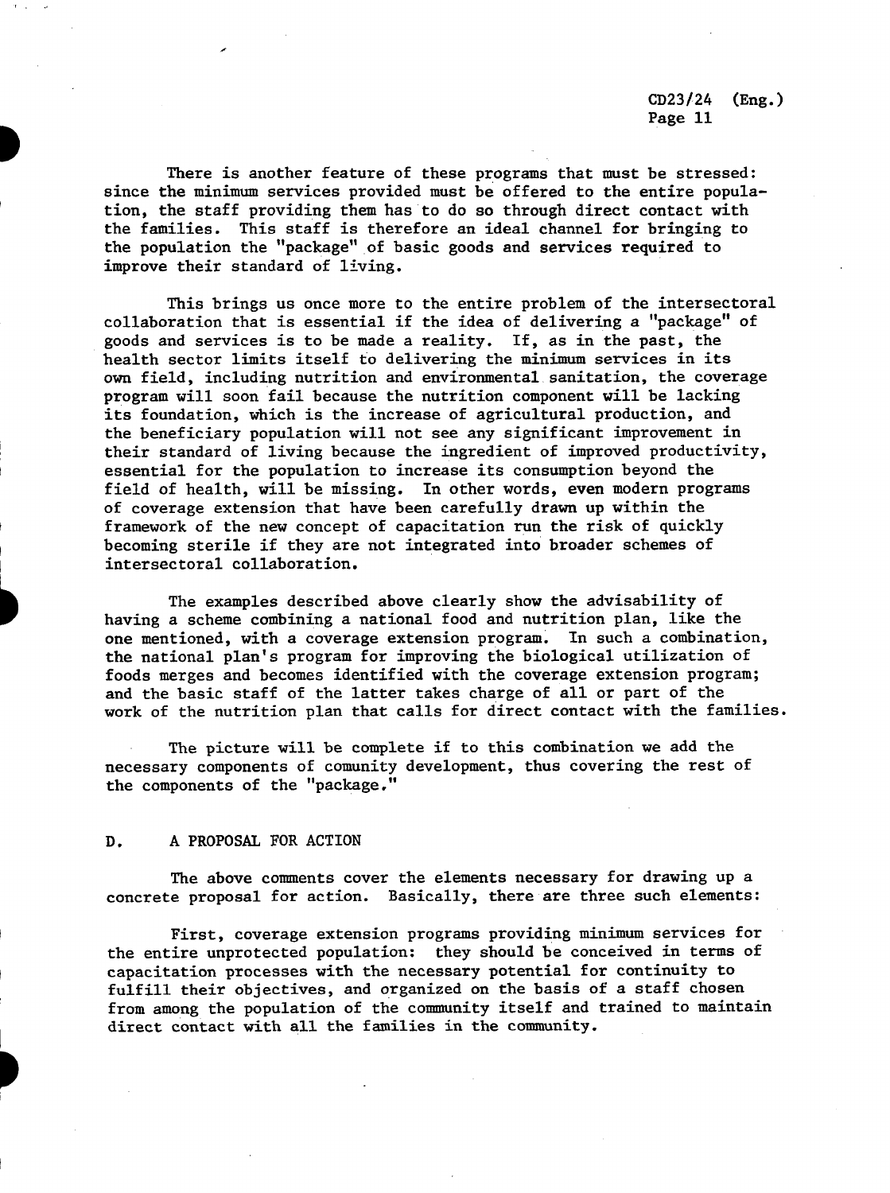There is another feature of these programs that must be stressed: since the minimum services provided must be offered to the entire population, the staff providing them has to do so through direct contact with the families. This staff is therefore an ideal channel for bringing to the population the "package" of basic goods and services required to improve their standard of living.

This brings us once more to the entire problem of the intersectoral collaboration that is essential if the idea of delivering a "package" of goods and services is to be made a reality. If, as in the past, the health sector limits itself to delivering the minimum services in its own field, including nutrition and environmental sanitation, the coverage program will soon fail because the nutrition component will be lacking its foundation, which is the increase of agricultural production, and the beneficiary population will not see any significant improvement in their standard of living because the ingredient of improved productivity, essential for the population to increase its consumption beyond the field of health, will be missing. In other words, even modern programs of coverage extension that have been carefully drawn up within the framework of the new concept of capacitation run the risk of quickly becoming sterile if they are not integrated into broader schemes of intersectoral collaboration.

The examples described above clearly show the advisability of having a scheme combining a national food and nutrition plan, like the one mentioned, with a coverage extension program. In such a combination, the national plan's program for improving the biological utilization of foods merges and becomes identified with the coverage extension program; and the basic staff of the latter takes charge of all or part of the work of the nutrition plan that calls for direct contact with the families.

The picture will be complete if to this combination we add the necessary components of comunity development, thus covering the rest of the components of the "package."

## D. A PROPOSAL FOR ACTION

The above comments cover the elements necessary for drawing up a concrete proposal for action. Basically, there are three such elements:

First, coverage extension programs providing minimum services for the entire unprotected population: they should be conceived in terms of capacitation processes with the necessary potential for continuity to fulfill their objectives, and organized on the basis of a staff chosen from among the population of the community itself and trained to maintain direct contact with all the families in the community.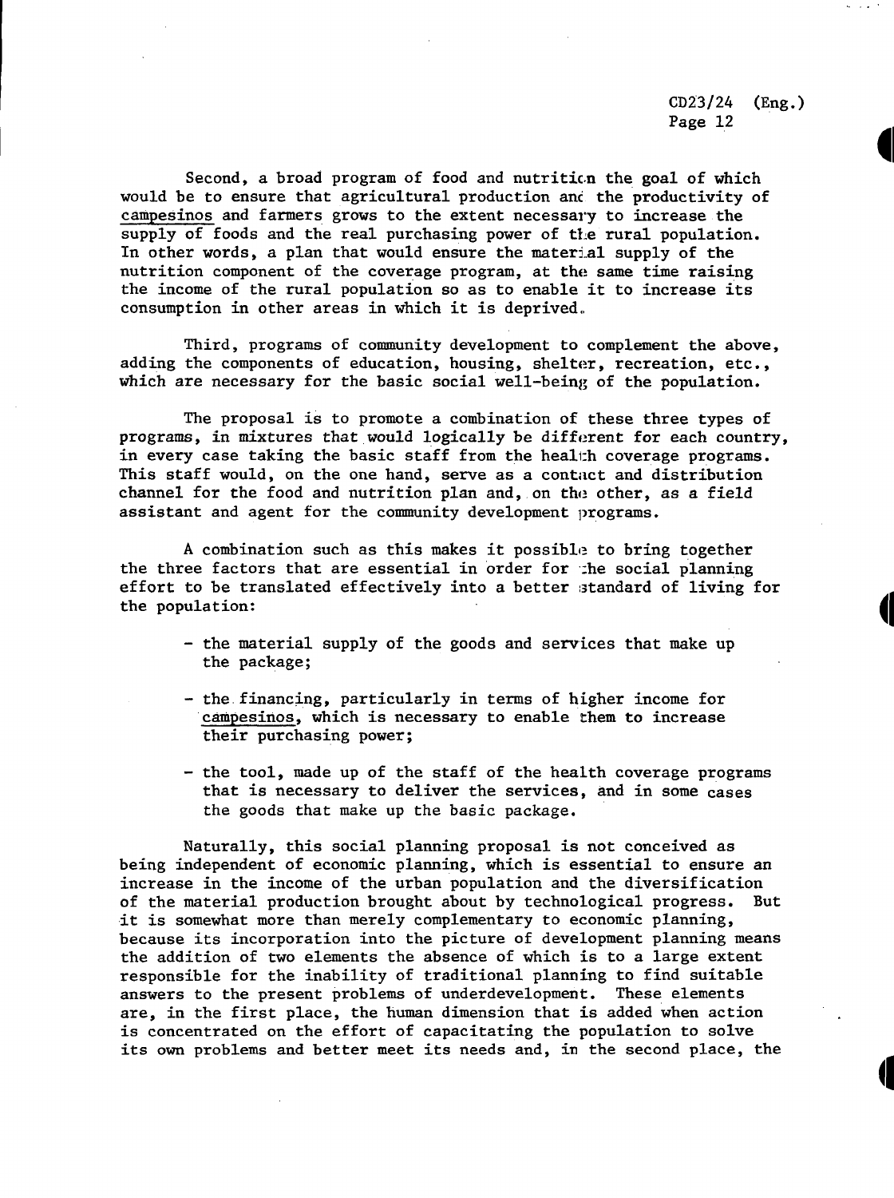Second, a broad program of food and nutrition the goal of which would be to ensure that agricultural production and the productivity of _campesinos_ and farmers grows to the extent necessary to increase the supply of foods and the real purchasing power of the rural population. In other words, a plan that would ensure the material supply of the nutrition component of the coverage program, at the same time raising the income of the rural population so as to enable it to increase its consumption in other areas in which it is deprived.

Third, programs of community development to complement the above, adding the components of education, housing, shelter, recreation, etc., which are necessary for the basic social well-being of the population.

The proposal is to promote a combination of these three types of programs, in mixtures that would logically be different for each country, in every case taking the basic staff from the health coverage programs. This staff would, on the one hand, serve as a contact and distribution channel for the food and nutrition plan and, on the other, as a field assistant and agent for the community development programs.

A combination such as this makes it possible to bring together the three factors that are essential in order for the social planning effort to be translated effectively into a better standard of living for the population:

- the material supply of the goods and services that make up the package;
- the financing, particularly in terms of higher income for _campesinos_, which is necessary to enable them to increase their purchasing power;
- the tool, made up of the staff of the health coverage programs that is necessary to deliver the services, and in some cases the goods that make up the basic package.

Naturally, this social planning proposal is not conceived as being independent of economic planning, which is essential to ensure an increase in the income of the urban population and the diversification of the material production brought about by technological progress. But it is somewhat more than merely complementary to economic planning, because its incorporation into the picture of development planning means the addition of two elements the absence of which is to a large extent responsible for the inability of traditional planning to find suitable answers to the present problems of underdevelopment. These elements are, in the first place, the human dimension that is added when action is concentrated on the effort of capacitating the population to solve its own problems and better meet its needs and, in the second place, the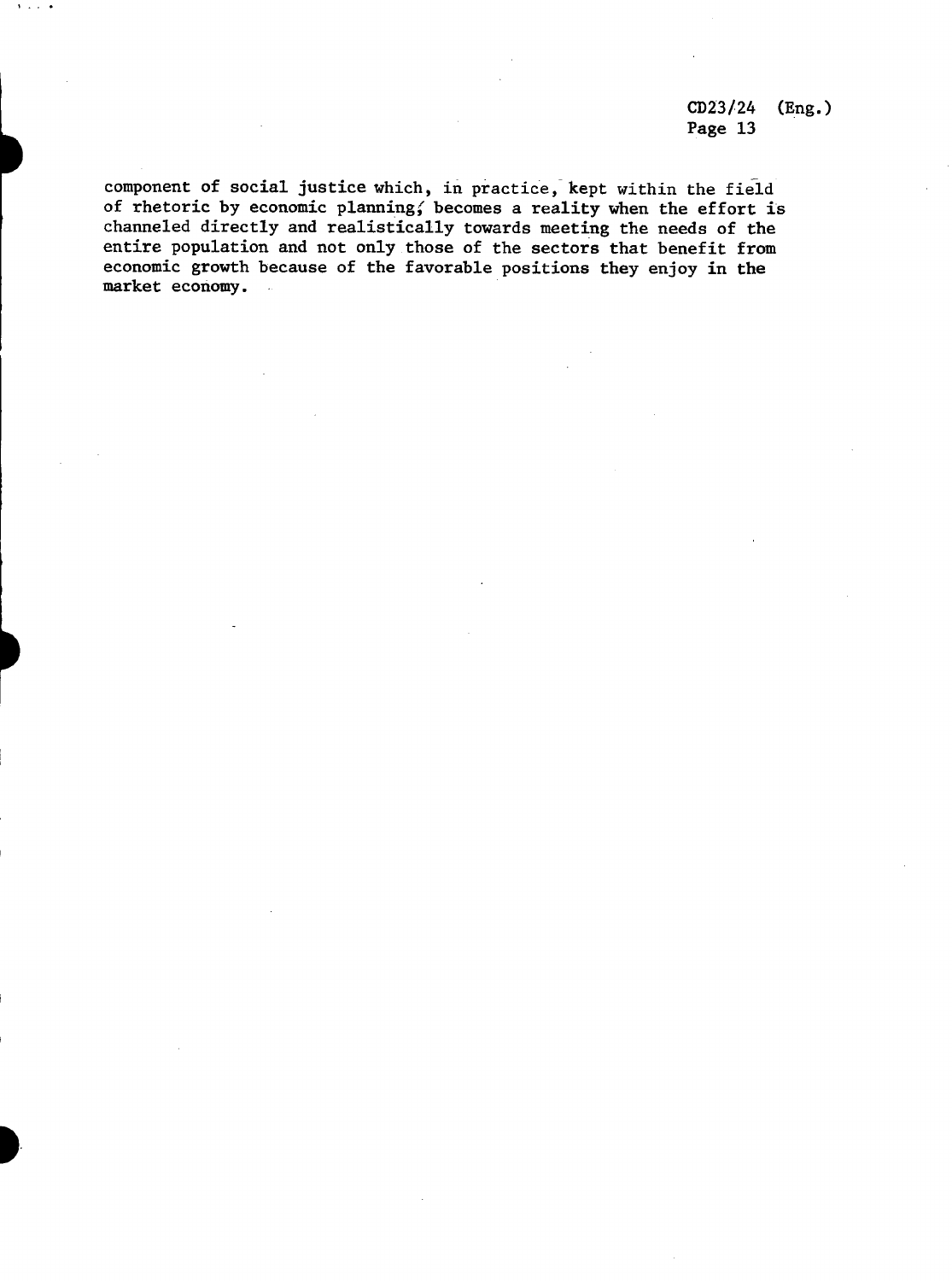component of social justice which, in practice, kept within the field of rhetoric by economic planning, becomes a reality when the effort is channeled directly and realistically towards meeting the needs of the entire population and not only those of the sectors that benefit from economic growth because of the favorable positions they enjoy in the market economy.